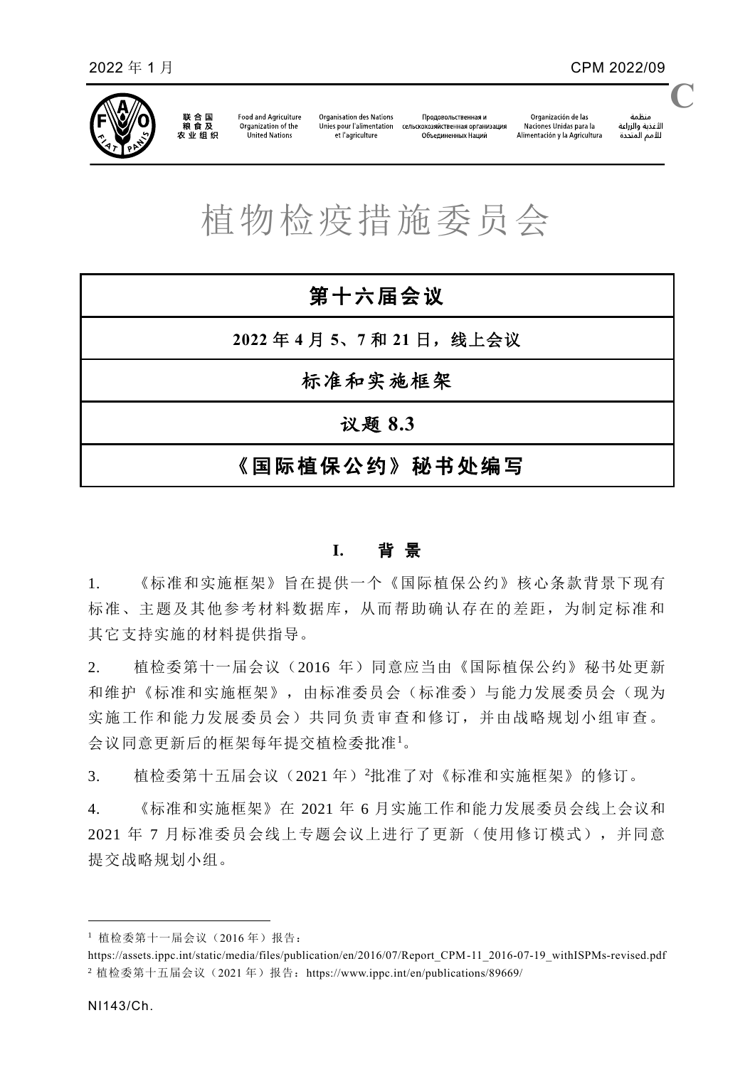2022 年 1 月 CPM 2022/09

# 植物检疫措施委员会

## 第十六届会议

**2022 年 4 月 5、7 和 21 日，线上会议**

## 标准和实施框架

## 议题 8.3

## 《国际植保公约》秘书处编写

### I. 背 景

1. 《标准和实施框架》旨在提供一个《国际植保公约》核心条款背景下现有标准、主题及其他参考材料数据库，从而帮助确认存在的差距，为制定标准和其它支持实施的材料提供指导。

2. 植检委第十一届会议（2016 年）同意应当由《国际植保公约》秘书处更新和维护《标准和实施框架》，由标准委员会（标准委）与能力发展委员会（现为实施工作和能力发展委员会）共同负责审查和修订，并由战略规划小组审查。会议同意更新后的框架每年提交植检委批准[1]。

3. 植检委第十五届会议（2021 年）[2]批准了对《标准和实施框架》的修订。

4. 《标准和实施框架》在 2021 年 6 月实施工作和能力发展委员会线上会议和 2021 年 7 月标准委员会线上专题会议上进行了更新（使用修订模式），并同意提交战略规划小组。

---

[1] 植检委第十一届会议（2016 年）报告：https://assets.ippc.int/static/media/files/publication/en/2016/07/Report_CPM-11_2016-07-19_withISPMs-revised.pdf

[2] 植检委第十五届会议（2021 年）报告：https://www.ippc.int/en/publications/89669/

NI143/Ch.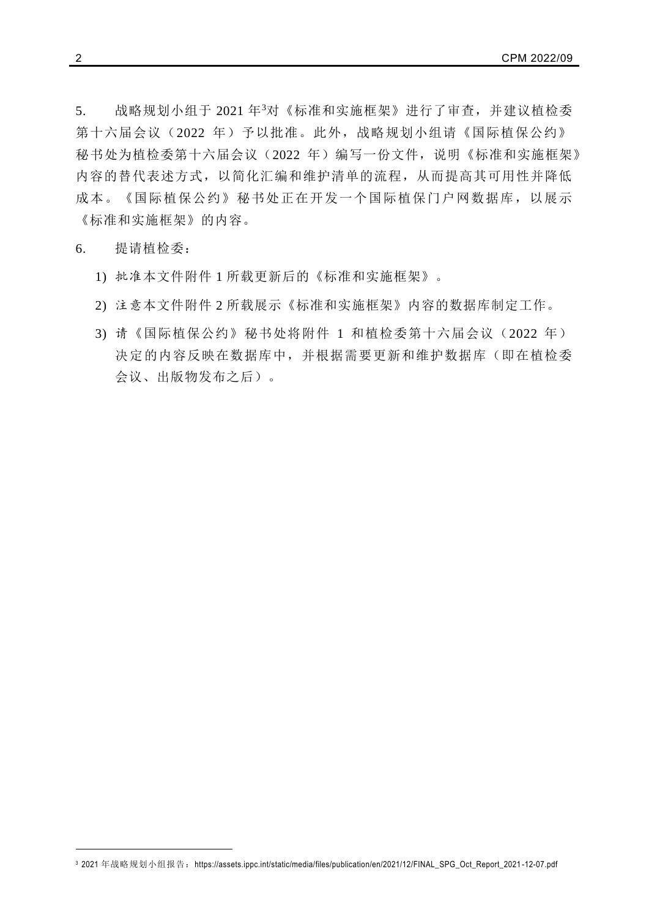5. 战略规划小组于 2021 年[3]对《标准和实施框架》进行了审查，并建议植检委第十六届会议（2022 年）予以批准。此外，战略规划小组请《国际植保公约》秘书处为植检委第十六届会议（2022 年）编写一份文件，说明《标准和实施框架》内容的替代表述方式，以简化汇编和维护清单的流程，从而提高其可用性并降低成本。《国际植保公约》秘书处正在开发一个国际植保门户网数据库，以展示《标准和实施框架》的内容。

6. 提请植检委：

1) 批准本文件附件 1 所载更新后的《标准和实施框架》。
2) 注意本文件附件 2 所载展示《标准和实施框架》内容的数据库制定工作。
3) 请《国际植保公约》秘书处将附件 1 和植检委第十六届会议（2022 年）决定的内容反映在数据库中，并根据需要更新和维护数据库（即在植检委会议、出版物发布之后）。

[3] 2021 年战略规划小组报告：https://assets.ippc.int/static/media/files/publication/en/2021/12/FINAL_SPG_Oct_Report_2021-12-07.pdf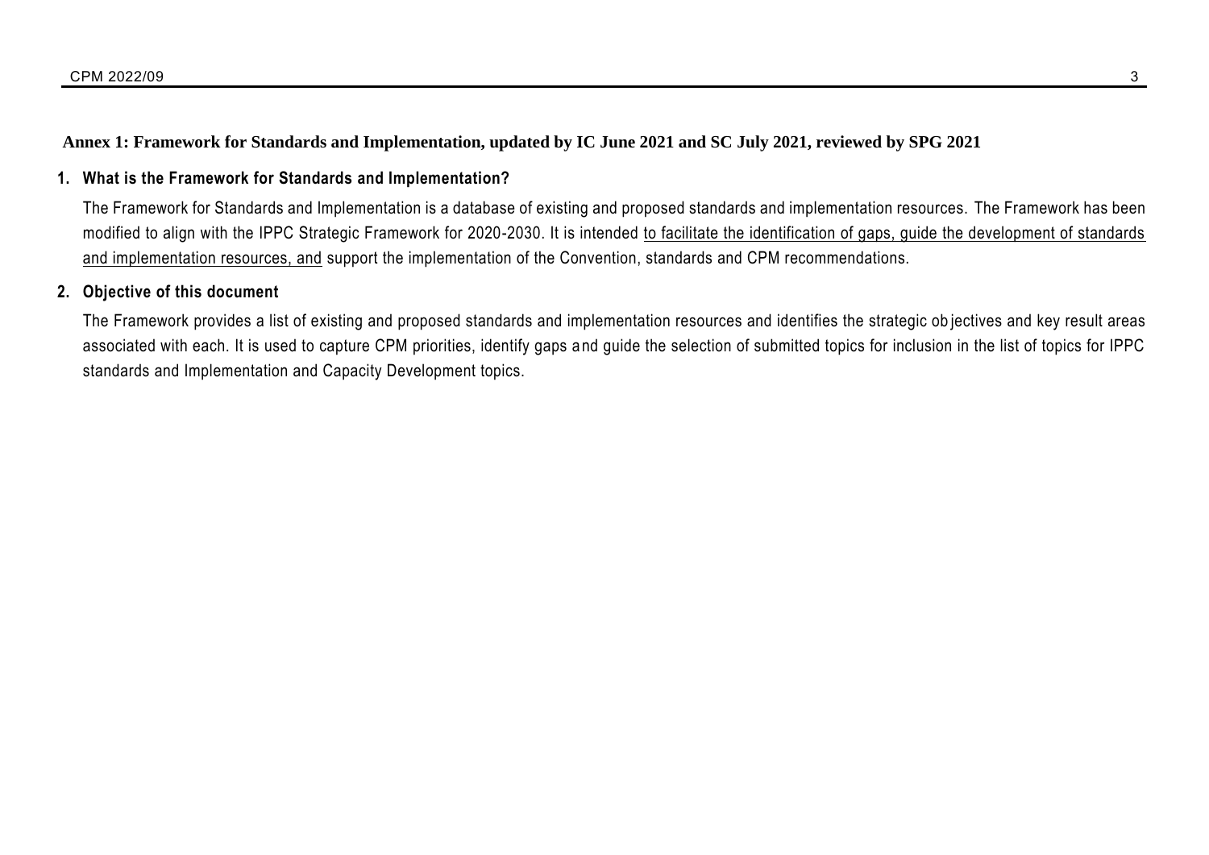## Annex 1: Framework for Standards and Implementation, updated by IC June 2021 and SC July 2021, reviewed by SPG 2021

### 1. What is the Framework for Standards and Implementation?

The Framework for Standards and Implementation is a database of existing and proposed standards and implementation resources. The Framework has been modified to align with the IPPC Strategic Framework for 2020-2030. It is intended <u>to facilitate the identification of gaps, guide the development of standards and implementation resources, and</u> support the implementation of the Convention, standards and CPM recommendations.

### 2. Objective of this document

The Framework provides a list of existing and proposed standards and implementation resources and identifies the strategic objectives and key result areas associated with each. It is used to capture CPM priorities, identify gaps and guide the selection of submitted topics for inclusion in the list of topics for IPPC standards and Implementation and Capacity Development topics.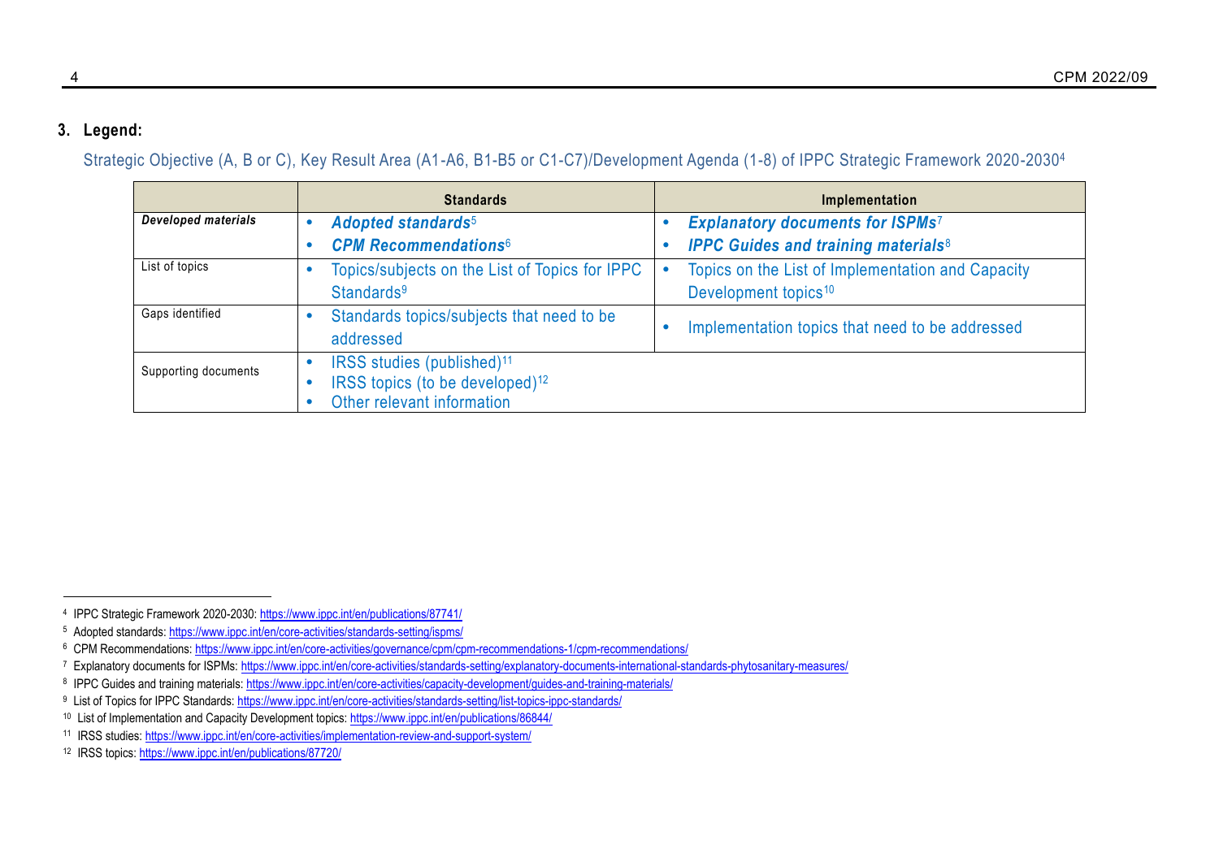## 3. Legend:

Strategic Objective (A, B or C), Key Result Area (A1-A6, B1-B5 or C1-C7)/Development Agenda (1-8) of IPPC Strategic Framework 2020-2030[4]

| | Standards | Implementation |
|---|---|---|
| ***Developed materials*** | • ***Adopted standards***[5]<br>• ***CPM Recommendations***[6] | • ***Explanatory documents for ISPMs***[7]<br>• ***IPPC Guides and training materials***[8] |
| List of topics | • Topics/subjects on the List of Topics for IPPC Standards[9] | • Topics on the List of Implementation and Capacity Development topics[10] |
| Gaps identified | • Standards topics/subjects that need to be addressed | • Implementation topics that need to be addressed |
| Supporting documents | • IRSS studies (published)[11]<br>• IRSS topics (to be developed)[12]<br>• Other relevant information | |

---

[4] IPPC Strategic Framework 2020-2030: https://www.ippc.int/en/publications/87741/

[5] Adopted standards: https://www.ippc.int/en/core-activities/standards-setting/ispms/

[6] CPM Recommendations: https://www.ippc.int/en/core-activities/governance/cpm/cpm-recommendations-1/cpm-recommendations/

[7] Explanatory documents for ISPMs: https://www.ippc.int/en/core-activities/standards-setting/explanatory-documents-international-standards-phytosanitary-measures/

[8] IPPC Guides and training materials: https://www.ippc.int/en/core-activities/capacity-development/guides-and-training-materials/

[9] List of Topics for IPPC Standards: https://www.ippc.int/en/core-activities/standards-setting/list-topics-ippc-standards/

[10] List of Implementation and Capacity Development topics: https://www.ippc.int/en/publications/86844/

[11] IRSS studies: https://www.ippc.int/en/core-activities/implementation-review-and-support-system/

[12] IRSS topics: https://www.ippc.int/en/publications/87720/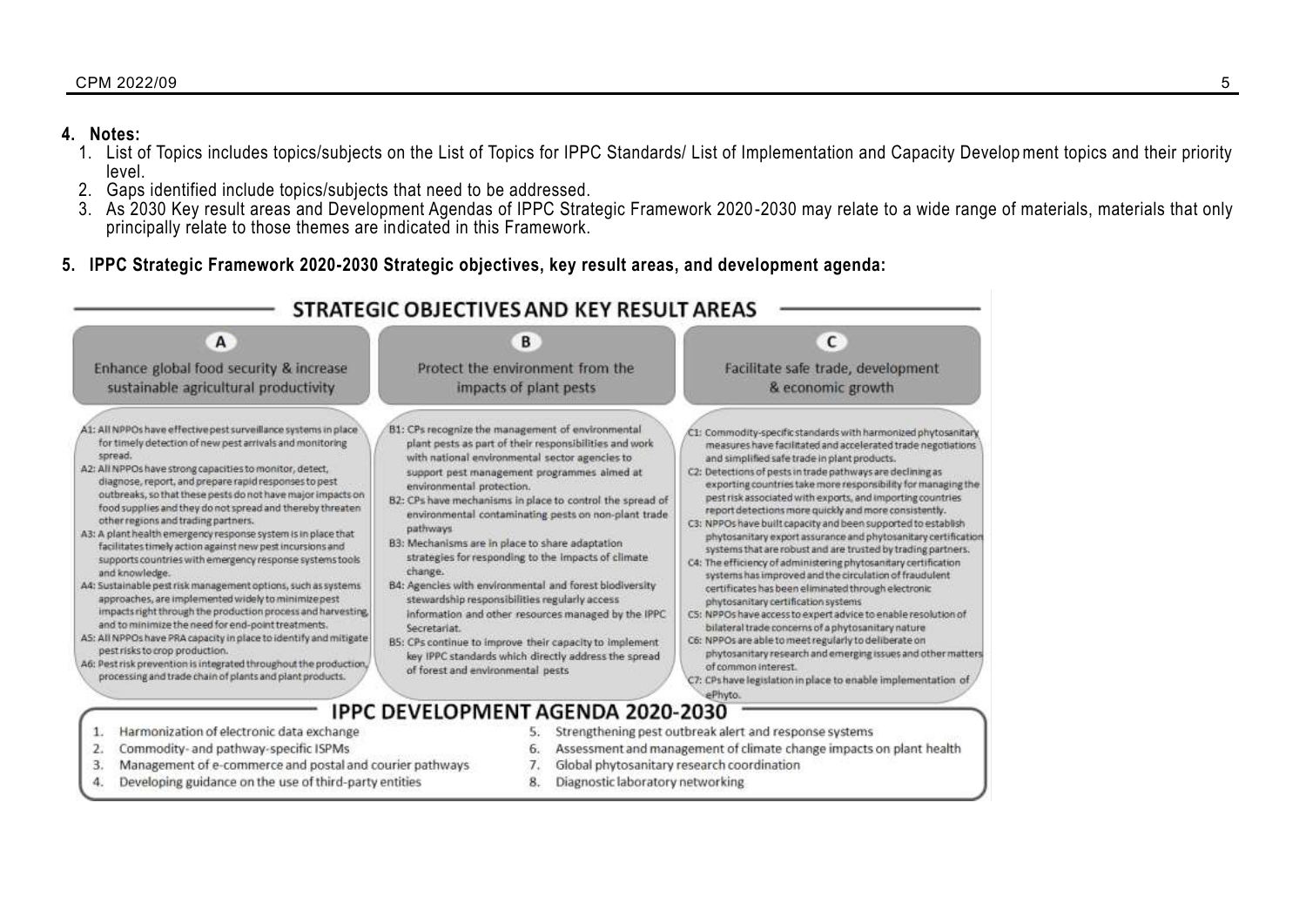**4. Notes:**

1. List of Topics includes topics/subjects on the List of Topics for IPPC Standards/ List of Implementation and Capacity Development topics and their priority level.
2. Gaps identified include topics/subjects that need to be addressed.
3. As 2030 Key result areas and Development Agendas of IPPC Strategic Framework 2020-2030 may relate to a wide range of materials, materials that only principally relate to those themes are indicated in this Framework.

**5. IPPC Strategic Framework 2020-2030 Strategic objectives, key result areas, and development agenda:**

## STRATEGIC OBJECTIVES AND KEY RESULT AREAS

### A – Enhance global food security & increase sustainable agricultural productivity

A1: All NPPOs have effective pest surveillance systems in place for timely detection of new pest arrivals and monitoring spread.

A2: All NPPOs have strong capacities to monitor, detect, diagnose, report, and prepare rapid responses to pest outbreaks, so that these pests do not have major impacts on food supplies and they do not spread and thereby threaten other regions and trading partners.

A3: A plant health emergency response system is in place that facilitates timely action against new pest incursions and supports countries with emergency response systems tools and knowledge.

A4: Sustainable pest risk management options, such as systems approaches, are implemented widely to minimize pest impacts right through the production process and harvesting, and to minimize the need for end-point treatments.

A5: All NPPOs have PRA capacity in place to identify and mitigate pest risks to crop production.

A6: Pest risk prevention is integrated throughout the production, processing and trade chain of plants and plant products.

### B – Protect the environment from the impacts of plant pests

B1: CPs recognize the management of environmental plant pests as part of their responsibilities and work with national environmental sector agencies to support pest management programmes aimed at environmental protection.

B2: CPs have mechanisms in place to control the spread of environmental contaminating pests on non-plant trade pathways

B3: Mechanisms are in place to share adaptation strategies for responding to the impacts of climate change.

B4: Agencies with environmental and forest biodiversity stewardship responsibilities regularly access information and other resources managed by the IPPC Secretariat.

B5: CPs continue to improve their capacity to implement key IPPC standards which directly address the spread of forest and environmental pests

### C – Facilitate safe trade, development & economic growth

C1: Commodity-specific standards with harmonized phytosanitary measures have facilitated and accelerated trade negotiations and simplified safe trade in plant products.

C2: Detections of pests in trade pathways are declining as exporting countries take more responsibility for managing the pest risk associated with exports, and importing countries report detections more quickly and more consistently.

C3: NPPOs have built capacity and been supported to establish phytosanitary export assurance and phytosanitary certification systems that are robust and are trusted by trading partners.

C4: The efficiency of administering phytosanitary certification systems has improved and the circulation of fraudulent certificates has been eliminated through electronic phytosanitary certification systems

C5: NPPOs have access to expert advice to enable resolution of bilateral trade concerns of a phytosanitary nature

C6: NPPOs are able to meet regularly to deliberate on phytosanitary research and emerging issues and other matters of common interest.

C7: CPs have legislation in place to enable implementation of ePhyto.

## IPPC DEVELOPMENT AGENDA 2020-2030

1. Harmonization of electronic data exchange
2. Commodity- and pathway-specific ISPMs
3. Management of e-commerce and postal and courier pathways
4. Developing guidance on the use of third-party entities
5. Strengthening pest outbreak alert and response systems
6. Assessment and management of climate change impacts on plant health
7. Global phytosanitary research coordination
8. Diagnostic laboratory networking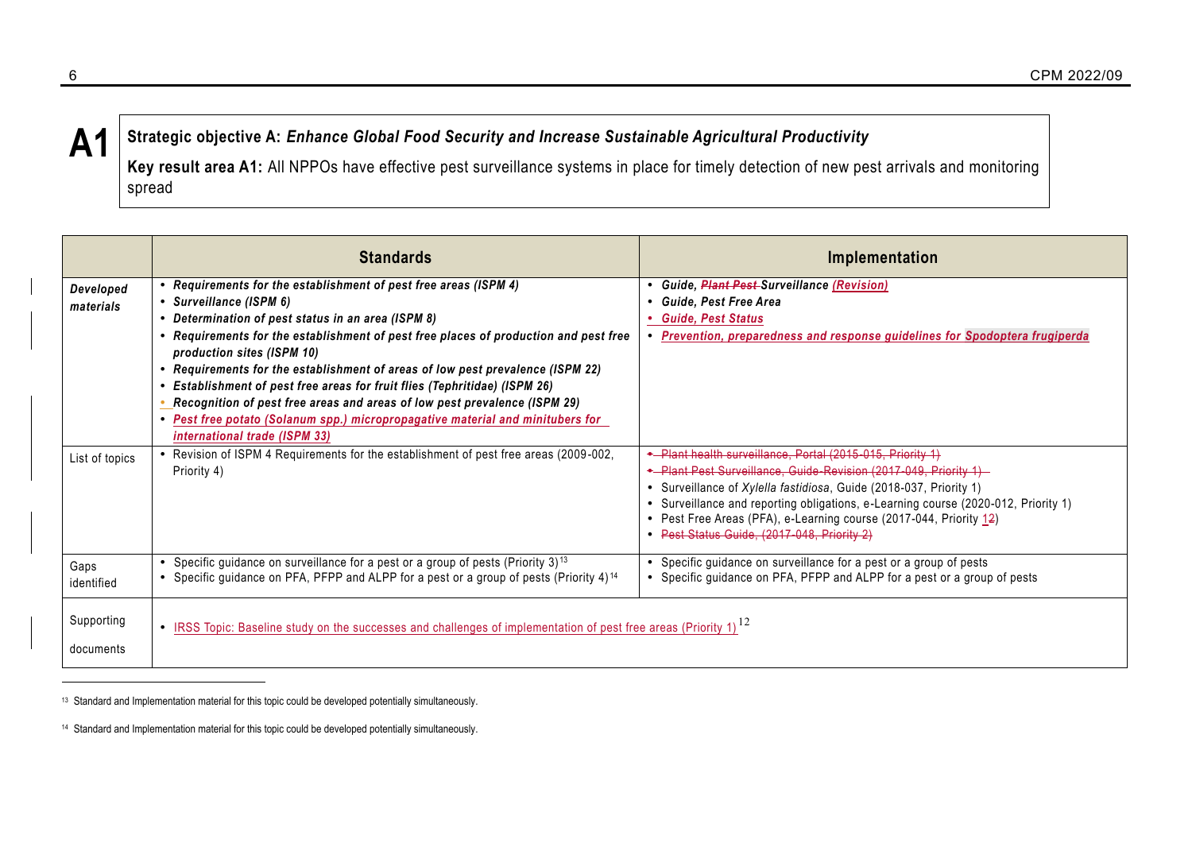## A1

**Strategic objective A:** ***Enhance Global Food Security and Increase Sustainable Agricultural Productivity***

**Key result area A1:** All NPPOs have effective pest surveillance systems in place for timely detection of new pest arrivals and monitoring spread

| | **Standards** | **Implementation** |
|---|---|---|
| ***Developed materials*** | • ***Requirements for the establishment of pest free areas (ISPM 4)***<br>• ***Surveillance (ISPM 6)***<br>• ***Determination of pest status in an area (ISPM 8)***<br>• ***Requirements for the establishment of pest free places of production and pest free production sites (ISPM 10)***<br>• ***Requirements for the establishment of areas of low pest prevalence (ISPM 22)***<br>• ***Establishment of pest free areas for fruit flies (Tephritidae) (ISPM 26)***<br>• ***Recognition of pest free areas and areas of low pest prevalence (ISPM 29)***<br>• ***Pest free potato (Solanum spp.) micropropagative material and minitubers for international trade (ISPM 33)*** | • ***Guide, ~~Plant Pest~~ Surveillance (Revision)***<br>• ***Guide, Pest Free Area***<br>• ***Guide, Pest Status***<br>• ***Prevention, preparedness and response guidelines for Spodoptera frugiperda*** |
| List of topics | • Revision of ISPM 4 Requirements for the establishment of pest free areas (2009-002, Priority 4) | ~~• Plant health surveillance, Portal (2015-015, Priority 1)~~<br>~~• Plant Pest Surveillance, Guide-Revision (2017-049, Priority 1)~~<br>• Surveillance of *Xylella fastidiosa*, Guide (2018-037, Priority 1)<br>• Surveillance and reporting obligations, e-Learning course (2020-012, Priority 1)<br>• Pest Free Areas (PFA), e-Learning course (2017-044, Priority ~~1~~2)<br>~~• Pest Status Guide, (2017-048, Priority 2)~~ |
| Gaps identified | • Specific guidance on surveillance for a pest or a group of pests (Priority 3)[13]<br>• Specific guidance on PFA, PFPP and ALPP for a pest or a group of pests (Priority 4)[14] | • Specific guidance on surveillance for a pest or a group of pests<br>• Specific guidance on PFA, PFPP and ALPP for a pest or a group of pests |
| Supporting documents | • IRSS Topic: Baseline study on the successes and challenges of implementation of pest free areas (Priority 1)[12] | |

[13] Standard and Implementation material for this topic could be developed potentially simultaneously.

[14] Standard and Implementation material for this topic could be developed potentially simultaneously.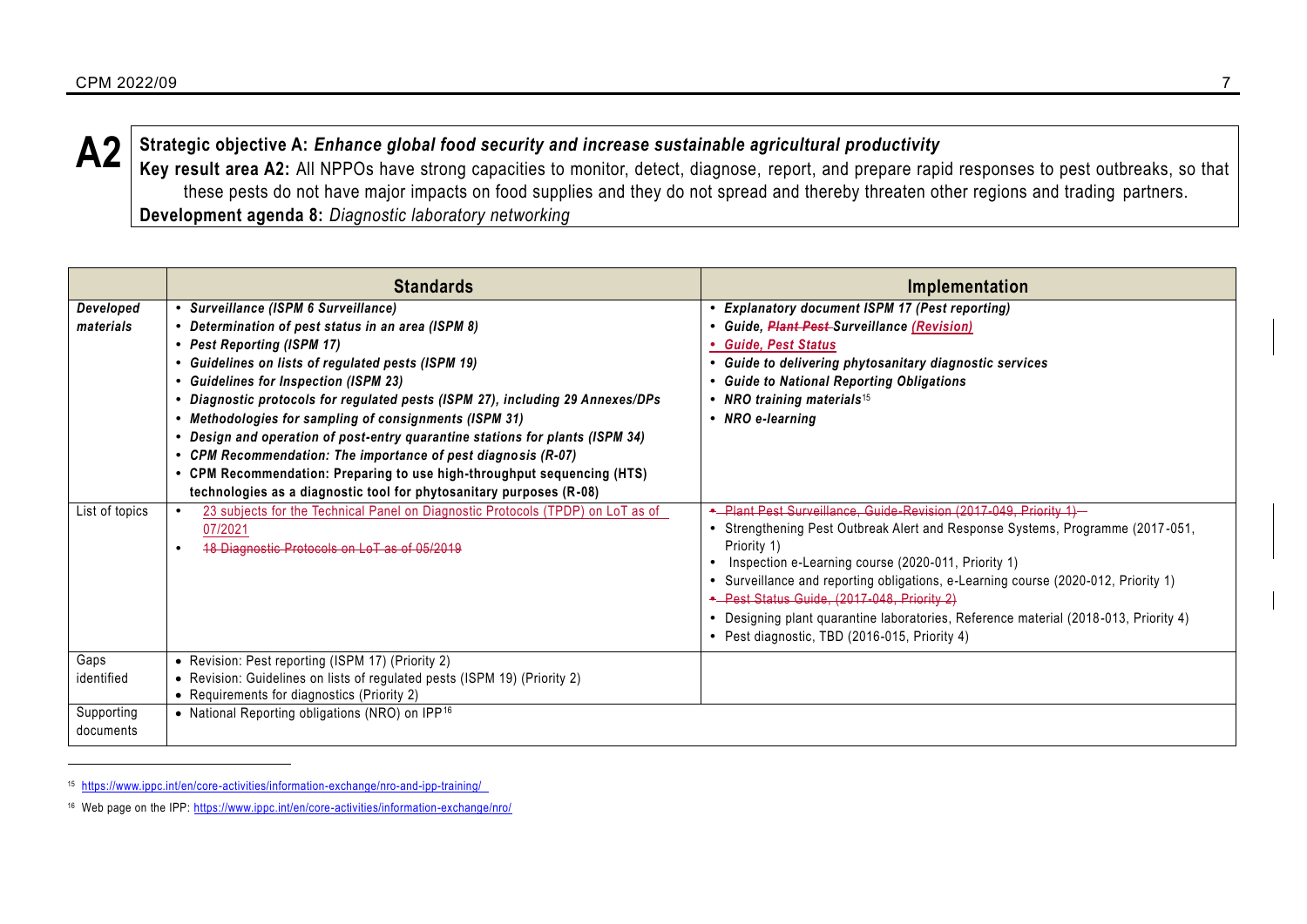**A2** **Strategic objective A:** ***Enhance global food security and increase sustainable agricultural productivity***
**Key result area A2:** All NPPOs have strong capacities to monitor, detect, diagnose, report, and prepare rapid responses to pest outbreaks, so that these pests do not have major impacts on food supplies and they do not spread and thereby threaten other regions and trading partners.
**Development agenda 8:** *Diagnostic laboratory networking*

| | **Standards** | **Implementation** |
|---|---|---|
| ***Developed materials*** | • ***Surveillance (ISPM 6 Surveillance)***<br>• ***Determination of pest status in an area (ISPM 8)***<br>• ***Pest Reporting (ISPM 17)***<br>• ***Guidelines on lists of regulated pests (ISPM 19)***<br>• ***Guidelines for Inspection (ISPM 23)***<br>• ***Diagnostic protocols for regulated pests (ISPM 27), including 29 Annexes/DPs***<br>• ***Methodologies for sampling of consignments (ISPM 31)***<br>• ***Design and operation of post-entry quarantine stations for plants (ISPM 34)***<br>• ***CPM Recommendation: The importance of pest diagnosis (R-07)***<br>• **CPM Recommendation: Preparing to use high-throughput sequencing (HTS) technologies as a diagnostic tool for phytosanitary purposes (R-08)** | • ***Explanatory document ISPM 17 (Pest reporting)***<br>• ***Guide, ~~Plant Pest~~ Surveillance (Revision)***<br>• ***Guide, Pest Status***<br>• ***Guide to delivering phytosanitary diagnostic services***<br>• ***Guide to National Reporting Obligations***<br>• ***NRO training materials***[15]<br>• ***NRO e-learning*** |
| List of topics | • 23 subjects for the Technical Panel on Diagnostic Protocols (TPDP) on LoT as of 07/2021<br>• ~~18 Diagnostic Protocols on LoT as of 05/2019~~ | • ~~Plant Pest Surveillance, Guide-Revision (2017-049, Priority 1)~~<br>• Strengthening Pest Outbreak Alert and Response Systems, Programme (2017-051, Priority 1)<br>• Inspection e-Learning course (2020-011, Priority 1)<br>• Surveillance and reporting obligations, e-Learning course (2020-012, Priority 1)<br>• ~~Pest Status Guide, (2017-048, Priority 2)~~<br>• Designing plant quarantine laboratories, Reference material (2018-013, Priority 4)<br>• Pest diagnostic, TBD (2016-015, Priority 4) |
| Gaps identified | • Revision: Pest reporting (ISPM 17) (Priority 2)<br>• Revision: Guidelines on lists of regulated pests (ISPM 19) (Priority 2)<br>• Requirements for diagnostics (Priority 2) | |
| Supporting documents | • National Reporting obligations (NRO) on IPP[16] | |

[15] https://www.ippc.int/en/core-activities/information-exchange/nro-and-ipp-training/

[16] Web page on the IPP: https://www.ippc.int/en/core-activities/information-exchange/nro/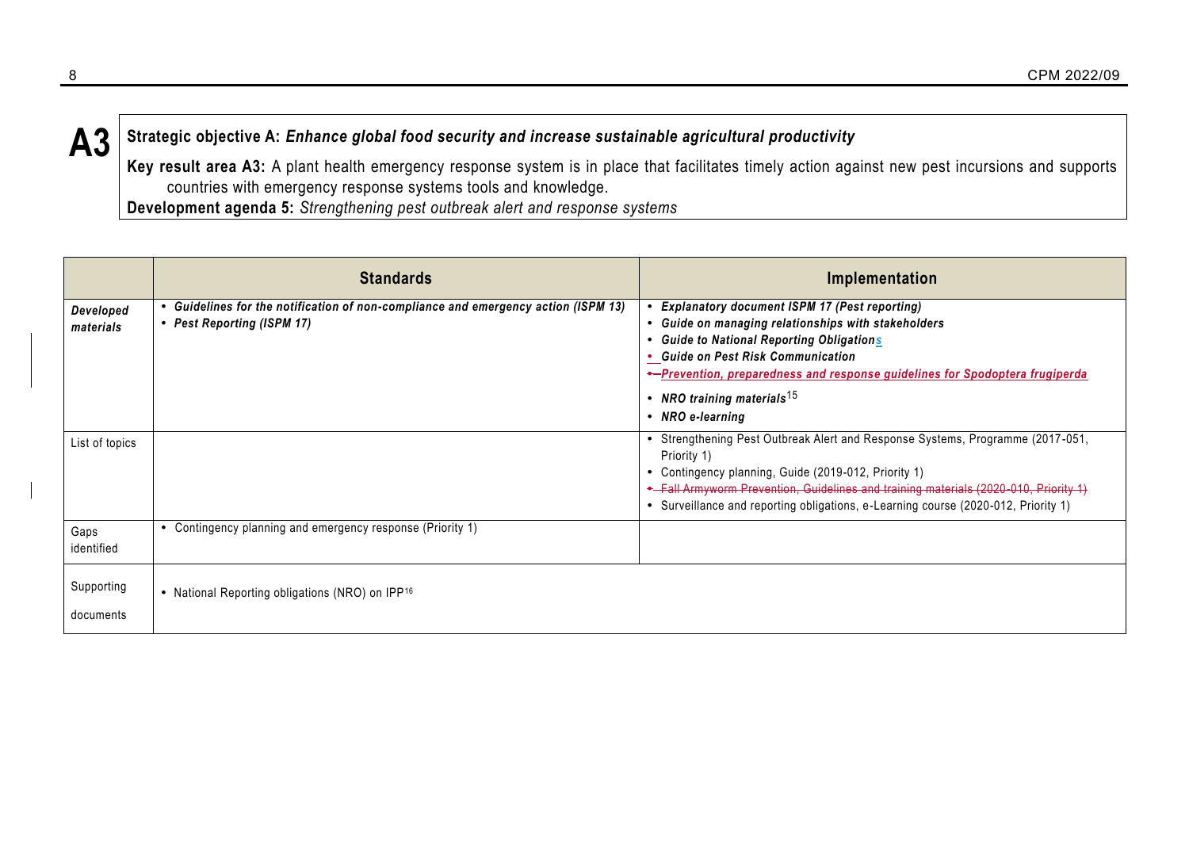**A3** **Strategic objective A:** ***Enhance global food security and increase sustainable agricultural productivity***

**Key result area A3:** A plant health emergency response system is in place that facilitates timely action against new pest incursions and supports countries with emergency response systems tools and knowledge.

**Development agenda 5:** *Strengthening pest outbreak alert and response systems*

| | **Standards** | **Implementation** |
|---|---|---|
| ***Developed materials*** | • ***Guidelines for the notification of non-compliance and emergency action (ISPM 13)***<br>• ***Pest Reporting (ISPM 17)*** | • ***Explanatory document ISPM 17 (Pest reporting)***<br>• ***Guide on managing relationships with stakeholders***<br>• ***Guide to National Reporting Obligations***<br>• ***Guide on Pest Risk Communication***<br>• ***Prevention, preparedness and response guidelines for Spodoptera frugiperda***<br>• ***NRO training materials***[15]<br>• ***NRO e-learning*** |
| List of topics | | • Strengthening Pest Outbreak Alert and Response Systems, Programme (2017-051, Priority 1)<br>• Contingency planning, Guide (2019-012, Priority 1)<br>• ~~Fall Armyworm Prevention, Guidelines and training materials (2020-010, Priority 1)~~<br>• Surveillance and reporting obligations, e-Learning course (2020-012, Priority 1) |
| Gaps identified | • Contingency planning and emergency response (Priority 1) | |
| Supporting documents | • National Reporting obligations (NRO) on IPP[16] | |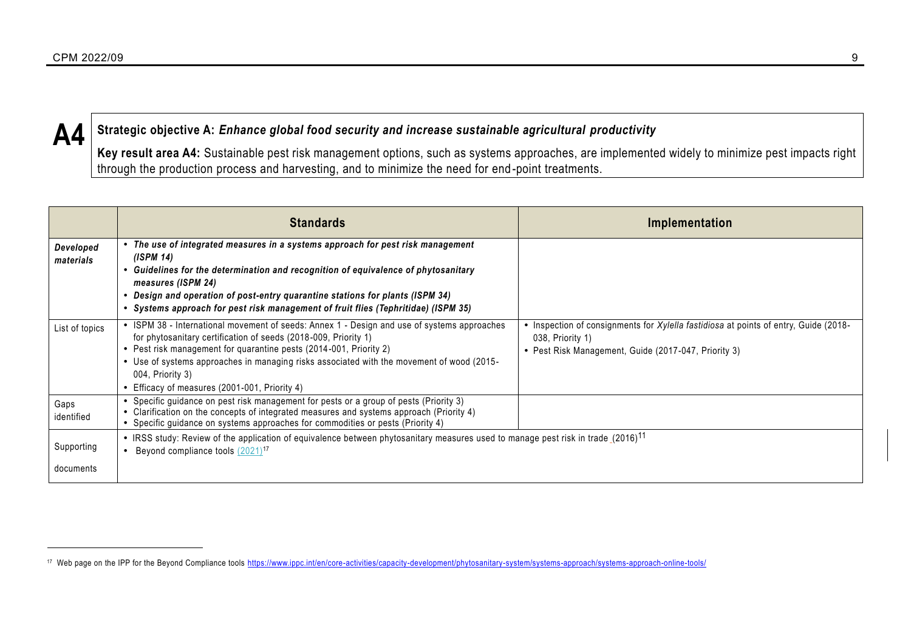**A4** **Strategic objective A:** ***Enhance global food security and increase sustainable agricultural productivity***

**Key result area A4:** Sustainable pest risk management options, such as systems approaches, are implemented widely to minimize pest impacts right through the production process and harvesting, and to minimize the need for end-point treatments.

| | **Standards** | **Implementation** |
|---|---|---|
| ***Developed materials*** | • ***The use of integrated measures in a systems approach for pest risk management (ISPM 14)***<br>• ***Guidelines for the determination and recognition of equivalence of phytosanitary measures (ISPM 24)***<br>• ***Design and operation of post-entry quarantine stations for plants (ISPM 34)***<br>• ***Systems approach for pest risk management of fruit flies (Tephritidae) (ISPM 35)*** | |
| List of topics | • ISPM 38 - International movement of seeds: Annex 1 - Design and use of systems approaches for phytosanitary certification of seeds (2018-009, Priority 1)<br>• Pest risk management for quarantine pests (2014-001, Priority 2)<br>• Use of systems approaches in managing risks associated with the movement of wood (2015-004, Priority 3)<br>• Efficacy of measures (2001-001, Priority 4) | • Inspection of consignments for *Xylella fastidiosa* at points of entry, Guide (2018-038, Priority 1)<br>• Pest Risk Management, Guide (2017-047, Priority 3) |
| Gaps identified | • Specific guidance on pest risk management for pests or a group of pests (Priority 3)<br>• Clarification on the concepts of integrated measures and systems approach (Priority 4)<br>• Specific guidance on systems approaches for commodities or pests (Priority 4) | |
| Supporting documents | • IRSS study: Review of the application of equivalence between phytosanitary measures used to manage pest risk in trade (2016)[11]<br>• Beyond compliance tools (2021)[17] | |

[17] Web page on the IPP for the Beyond Compliance tools https://www.ippc.int/en/core-activities/capacity-development/phytosanitary-system/systems-approach/systems-approach-online-tools/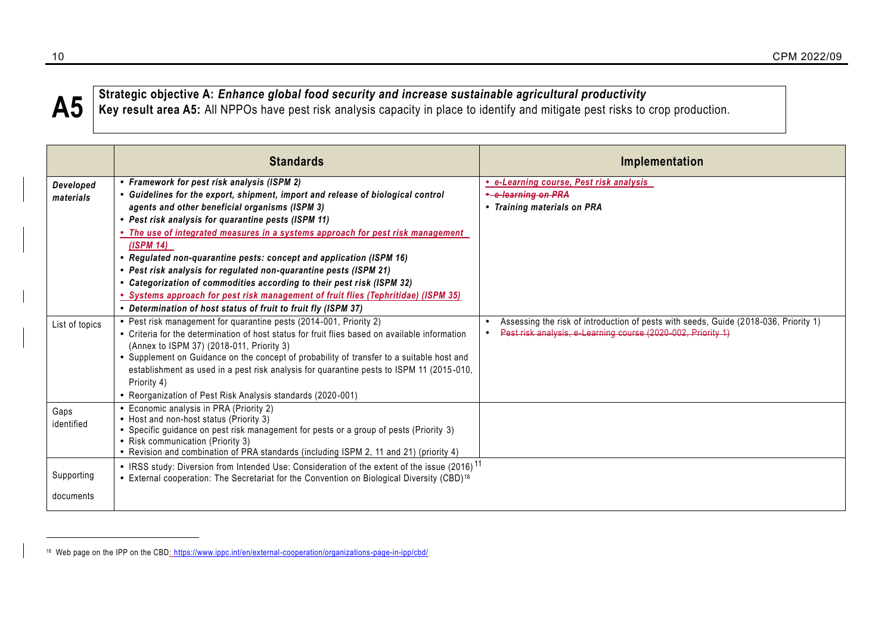**A5**

**Strategic objective A:** ***Enhance global food security and increase sustainable agricultural productivity***
**Key result area A5:** All NPPOs have pest risk analysis capacity in place to identify and mitigate pest risks to crop production.

| | **Standards** | **Implementation** |
|---|---|---|
| ***Developed materials*** | • ***Framework for pest risk analysis (ISPM 2)***<br>• ***Guidelines for the export, shipment, import and release of biological control agents and other beneficial organisms (ISPM 3)***<br>• ***Pest risk analysis for quarantine pests (ISPM 11)***<br>• ***The use of integrated measures in a systems approach for pest risk management (ISPM 14)***<br>• ***Regulated non-quarantine pests: concept and application (ISPM 16)***<br>• ***Pest risk analysis for regulated non-quarantine pests (ISPM 21)***<br>• ***Categorization of commodities according to their pest risk (ISPM 32)***<br>• ***Systems approach for pest risk management of fruit flies (Tephritidae) (ISPM 35)***<br>• ***Determination of host status of fruit to fruit fly (ISPM 37)*** | • ***e-Learning course, Pest risk analysis***<br>• ~~***e-learning on PRA***~~<br>• ***Training materials on PRA*** |
| List of topics | • Pest risk management for quarantine pests (2014-001, Priority 2)<br>• Criteria for the determination of host status for fruit flies based on available information (Annex to ISPM 37) (2018-011, Priority 3)<br>• Supplement on Guidance on the concept of probability of transfer to a suitable host and establishment as used in a pest risk analysis for quarantine pests to ISPM 11 (2015-010, Priority 4)<br>• Reorganization of Pest Risk Analysis standards (2020-001) | • Assessing the risk of introduction of pests with seeds, Guide (2018-036, Priority 1)<br>• ~~Pest risk analysis, e-Learning course (2020-002, Priority 1)~~ |
| Gaps identified | • Economic analysis in PRA (Priority 2)<br>• Host and non-host status (Priority 3)<br>• Specific guidance on pest risk management for pests or a group of pests (Priority 3)<br>• Risk communication (Priority 3)<br>• Revision and combination of PRA standards (including ISPM 2, 11 and 21) (priority 4) | |
| Supporting documents | • IRSS study: Diversion from Intended Use: Consideration of the extent of the issue (2016)[11]<br>• External cooperation: The Secretariat for the Convention on Biological Diversity (CBD)[18] | |

[18] Web page on the IPP on the CBD: https://www.ippc.int/en/external-cooperation/organizations-page-in-ipp/cbd/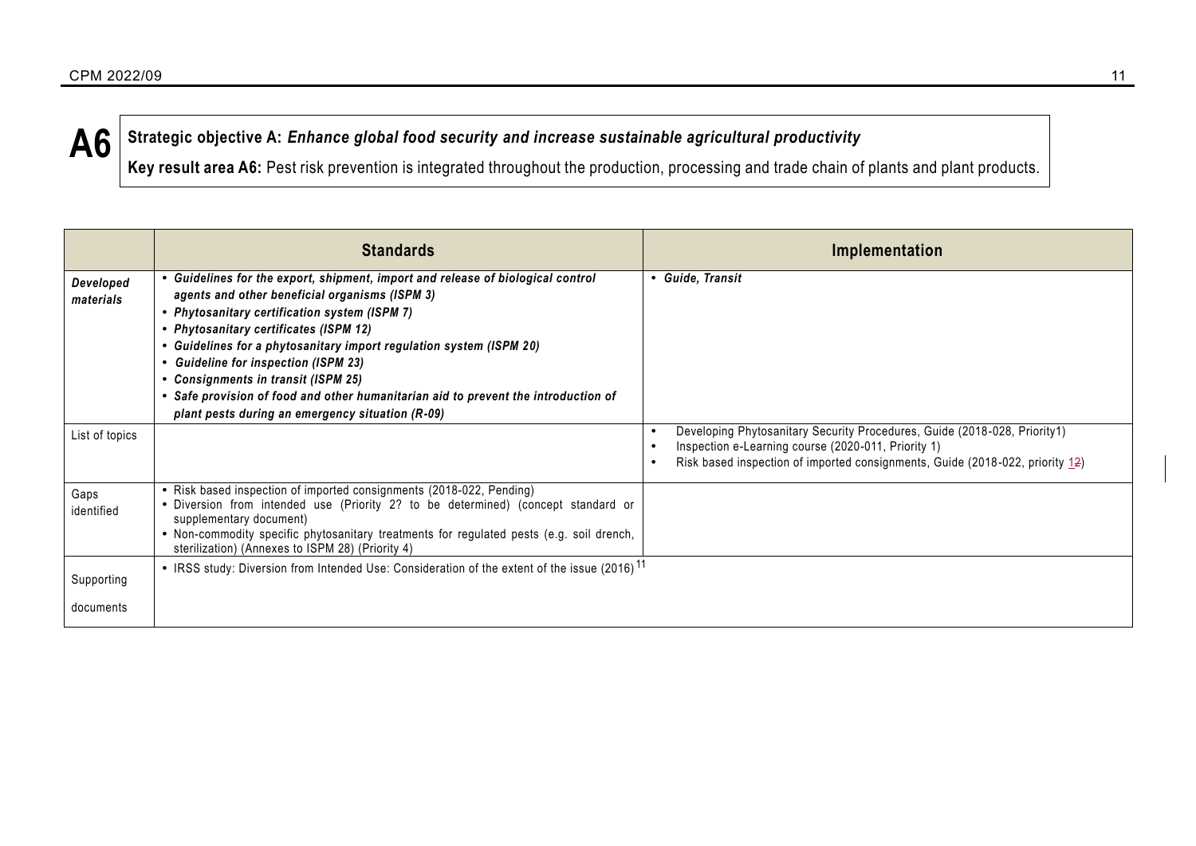**A6**

**Strategic objective A:** ***Enhance global food security and increase sustainable agricultural productivity***

**Key result area A6:** Pest risk prevention is integrated throughout the production, processing and trade chain of plants and plant products.

| | Standards | Implementation |
|---|---|---|
| ***Developed materials*** | • ***Guidelines for the export, shipment, import and release of biological control agents and other beneficial organisms (ISPM 3)***<br>• ***Phytosanitary certification system (ISPM 7)***<br>• ***Phytosanitary certificates (ISPM 12)***<br>• ***Guidelines for a phytosanitary import regulation system (ISPM 20)***<br>• ***Guideline for inspection (ISPM 23)***<br>• ***Consignments in transit (ISPM 25)***<br>• ***Safe provision of food and other humanitarian aid to prevent the introduction of plant pests during an emergency situation (R-09)*** | • ***Guide, Transit*** |
| List of topics | | • Developing Phytosanitary Security Procedures, Guide (2018-028, Priority1)<br>• Inspection e-Learning course (2020-011, Priority 1)<br>• Risk based inspection of imported consignments, Guide (2018-022, priority 1~~2~~) |
| Gaps identified | • Risk based inspection of imported consignments (2018-022, Pending)<br>• Diversion from intended use (Priority 2? to be determined) (concept standard or supplementary document)<br>• Non-commodity specific phytosanitary treatments for regulated pests (e.g. soil drench, sterilization) (Annexes to ISPM 28) (Priority 4) | |
| Supporting documents | • IRSS study: Diversion from Intended Use: Consideration of the extent of the issue (2016)[11] | |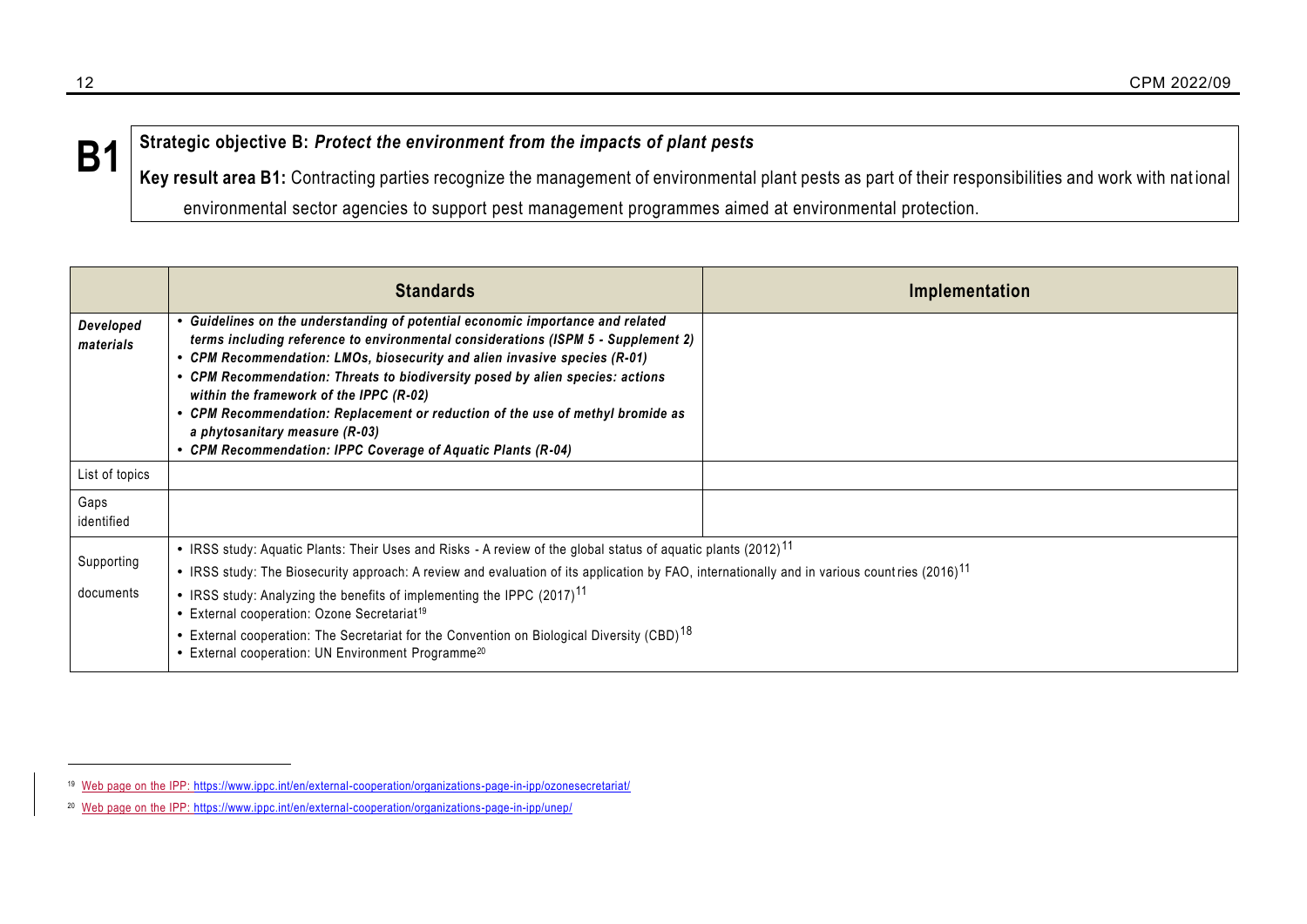**B1**

**Strategic objective B:** ***Protect the environment from the impacts of plant pests***

**Key result area B1:** Contracting parties recognize the management of environmental plant pests as part of their responsibilities and work with national environmental sector agencies to support pest management programmes aimed at environmental protection.

| | **Standards** | **Implementation** |
|---|---|---|
| ***Developed materials*** | • ***Guidelines on the understanding of potential economic importance and related terms including reference to environmental considerations (ISPM 5 - Supplement 2)***<br>• ***CPM Recommendation: LMOs, biosecurity and alien invasive species (R-01)***<br>• ***CPM Recommendation: Threats to biodiversity posed by alien species: actions within the framework of the IPPC (R-02)***<br>• ***CPM Recommendation: Replacement or reduction of the use of methyl bromide as a phytosanitary measure (R-03)***<br>• ***CPM Recommendation: IPPC Coverage of Aquatic Plants (R-04)*** | |
| List of topics | | |
| Gaps identified | | |
| Supporting documents | • IRSS study: Aquatic Plants: Their Uses and Risks - A review of the global status of aquatic plants (2012)[11]<br>• IRSS study: The Biosecurity approach: A review and evaluation of its application by FAO, internationally and in various countries (2016)[11]<br>• IRSS study: Analyzing the benefits of implementing the IPPC (2017)[11]<br>• External cooperation: Ozone Secretariat[19]<br>• External cooperation: The Secretariat for the Convention on Biological Diversity (CBD)[18]<br>• External cooperation: UN Environment Programme[20] | |

[19] Web page on the IPP: https://www.ippc.int/en/external-cooperation/organizations-page-in-ipp/ozonesecretariat/

[20] Web page on the IPP: https://www.ippc.int/en/external-cooperation/organizations-page-in-ipp/unep/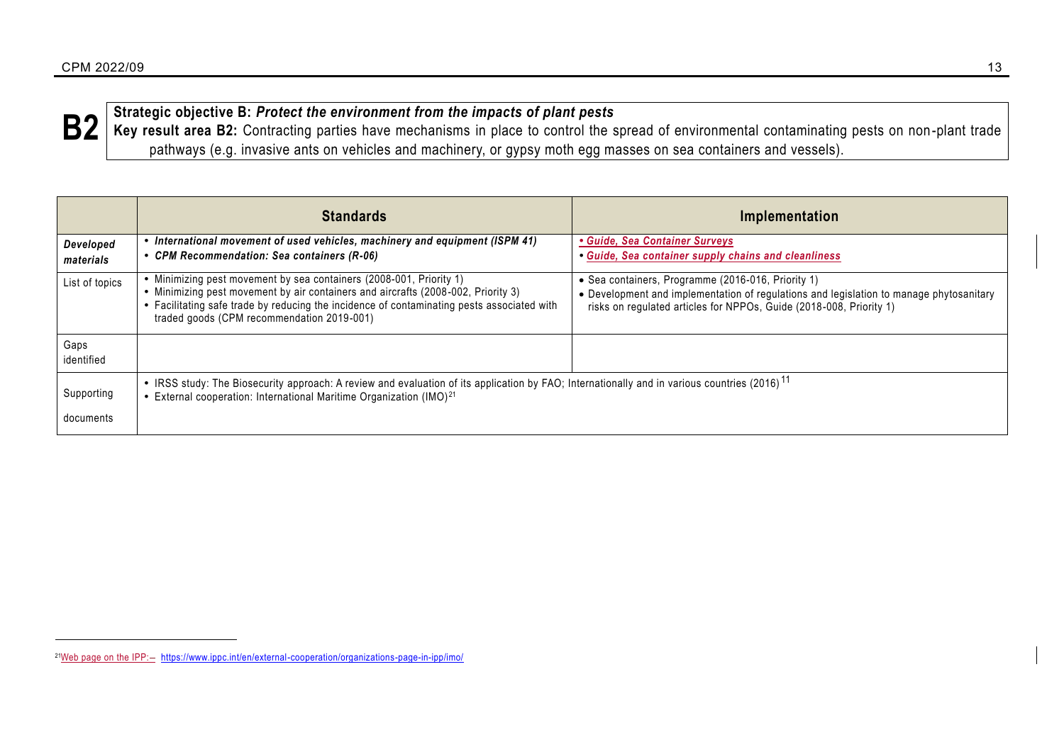**B2**

**Strategic objective B:** ***Protect the environment from the impacts of plant pests***

**Key result area B2:** Contracting parties have mechanisms in place to control the spread of environmental contaminating pests on non-plant trade pathways (e.g. invasive ants on vehicles and machinery, or gypsy moth egg masses on sea containers and vessels).

| | Standards | Implementation |
|---|---|---|
| ***Developed materials*** | • ***International movement of used vehicles, machinery and equipment (ISPM 41)***<br>• ***CPM Recommendation: Sea containers (R-06)*** | • ***Guide, Sea Container Surveys***<br>• ***Guide, Sea container supply chains and cleanliness*** |
| List of topics | • Minimizing pest movement by sea containers (2008-001, Priority 1)<br>• Minimizing pest movement by air containers and aircrafts (2008-002, Priority 3)<br>• Facilitating safe trade by reducing the incidence of contaminating pests associated with traded goods (CPM recommendation 2019-001) | • Sea containers, Programme (2016-016, Priority 1)<br>• Development and implementation of regulations and legislation to manage phytosanitary risks on regulated articles for NPPOs, Guide (2018-008, Priority 1) |
| Gaps identified | | |
| Supporting documents | • IRSS study: The Biosecurity approach: A review and evaluation of its application by FAO; Internationally and in various countries (2016)[11]<br>• External cooperation: International Maritime Organization (IMO)[21] | |

[21] Web page on the IPP: https://www.ippc.int/en/external-cooperation/organizations-page-in-ipp/imo/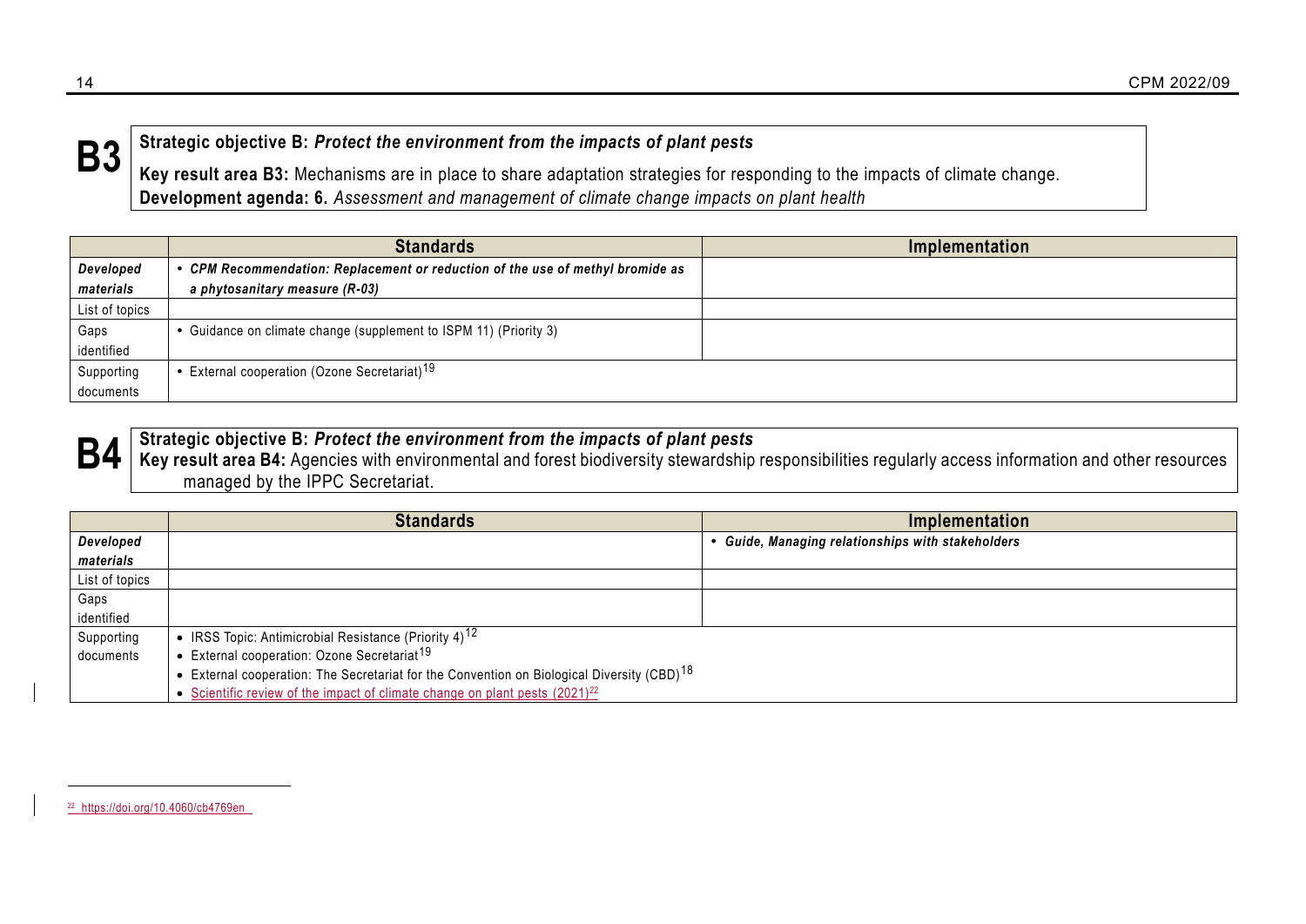## B3

**Strategic objective B:** ***Protect the environment from the impacts of plant pests***

**Key result area B3:** Mechanisms are in place to share adaptation strategies for responding to the impacts of climate change.
**Development agenda: 6.** *Assessment and management of climate change impacts on plant health*

| | Standards | Implementation |
|---|---|---|
| ***Developed materials*** | • ***CPM Recommendation: Replacement or reduction of the use of methyl bromide as a phytosanitary measure (R-03)*** | |
| List of topics | | |
| Gaps identified | • Guidance on climate change (supplement to ISPM 11) (Priority 3) | |
| Supporting documents | • External cooperation (Ozone Secretariat)[19] | |

## B4

**Strategic objective B:** ***Protect the environment from the impacts of plant pests***
**Key result area B4:** Agencies with environmental and forest biodiversity stewardship responsibilities regularly access information and other resources managed by the IPPC Secretariat.

| | Standards | Implementation |
|---|---|---|
| ***Developed materials*** | | • ***Guide, Managing relationships with stakeholders*** |
| List of topics | | |
| Gaps identified | | |
| Supporting documents | • IRSS Topic: Antimicrobial Resistance (Priority 4)[12]<br>• External cooperation: Ozone Secretariat[19]<br>• External cooperation: The Secretariat for the Convention on Biological Diversity (CBD)[18]<br>• Scientific review of the impact of climate change on plant pests (2021)[22] | |

[22] https://doi.org/10.4060/cb4769en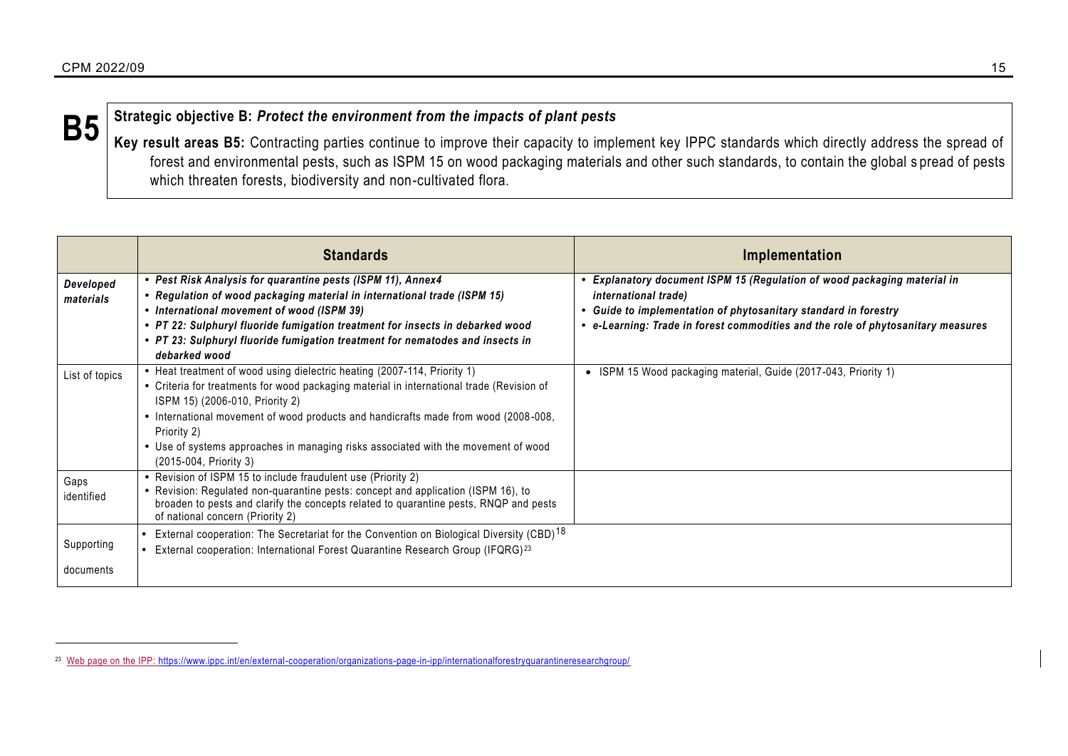**B5**

**Strategic objective B:** ***Protect the environment from the impacts of plant pests***

**Key result areas B5:** Contracting parties continue to improve their capacity to implement key IPPC standards which directly address the spread of forest and environmental pests, such as ISPM 15 on wood packaging materials and other such standards, to contain the global spread of pests which threaten forests, biodiversity and non-cultivated flora.

| | **Standards** | **Implementation** |
|---|---|---|
| ***Developed materials*** | • ***Pest Risk Analysis for quarantine pests (ISPM 11), Annex4***<br>• ***Regulation of wood packaging material in international trade (ISPM 15)***<br>• ***International movement of wood (ISPM 39)***<br>• ***PT 22: Sulphuryl fluoride fumigation treatment for insects in debarked wood***<br>• ***PT 23: Sulphuryl fluoride fumigation treatment for nematodes and insects in debarked wood*** | • ***Explanatory document ISPM 15 (Regulation of wood packaging material in international trade)***<br>• ***Guide to implementation of phytosanitary standard in forestry***<br>• ***e-Learning: Trade in forest commodities and the role of phytosanitary measures*** |
| List of topics | • Heat treatment of wood using dielectric heating (2007-114, Priority 1)<br>• Criteria for treatments for wood packaging material in international trade (Revision of ISPM 15) (2006-010, Priority 2)<br>• International movement of wood products and handicrafts made from wood (2008-008, Priority 2)<br>• Use of systems approaches in managing risks associated with the movement of wood (2015-004, Priority 3) | • ISPM 15 Wood packaging material, Guide (2017-043, Priority 1) |
| Gaps identified | • Revision of ISPM 15 to include fraudulent use (Priority 2)<br>• Revision: Regulated non-quarantine pests: concept and application (ISPM 16), to broaden to pests and clarify the concepts related to quarantine pests, RNQP and pests of national concern (Priority 2) | |
| Supporting documents | • External cooperation: The Secretariat for the Convention on Biological Diversity (CBD)[18]<br>• External cooperation: International Forest Quarantine Research Group (IFQRG)[23] | |

[23] Web page on the IPP: https://www.ippc.int/en/external-cooperation/organizations-page-in-ipp/internationalforestryquarantineresearchgroup/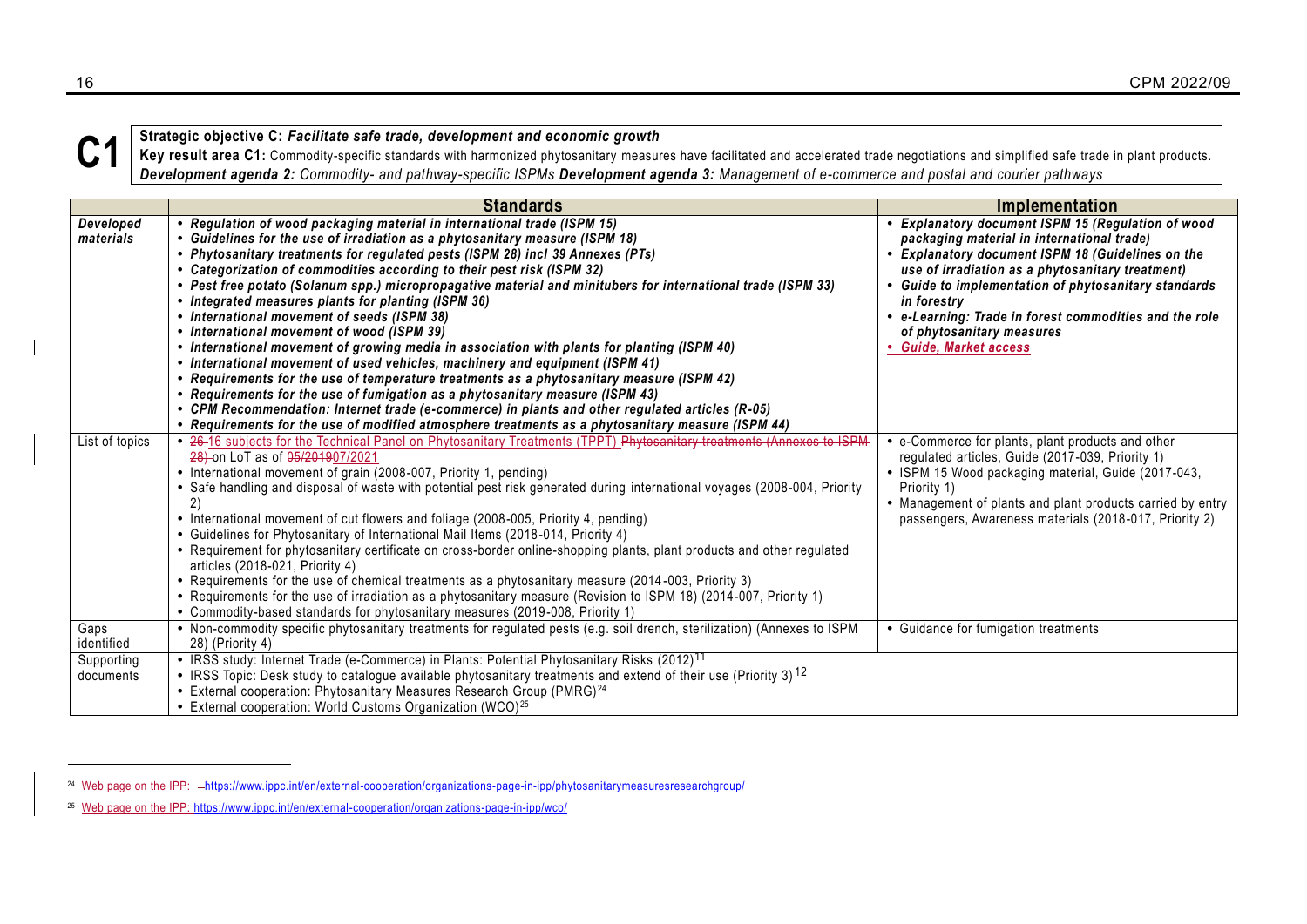**C1**

**Strategic objective C:** ***Facilitate safe trade, development and economic growth***

**Key result area C1:** Commodity-specific standards with harmonized phytosanitary measures have facilitated and accelerated trade negotiations and simplified safe trade in plant products.

***Development agenda 2:*** *Commodity- and pathway-specific ISPMs* ***Development agenda 3:*** *Management of e-commerce and postal and courier pathways*

| | **Standards** | **Implementation** |
|---|---|---|
| ***Developed materials*** | • ***Regulation of wood packaging material in international trade (ISPM 15)***<br>• ***Guidelines for the use of irradiation as a phytosanitary measure (ISPM 18)***<br>• ***Phytosanitary treatments for regulated pests (ISPM 28) incl 39 Annexes (PTs)***<br>• ***Categorization of commodities according to their pest risk (ISPM 32)***<br>• ***Pest free potato (Solanum spp.) micropropagative material and minitubers for international trade (ISPM 33)***<br>• ***Integrated measures plants for planting (ISPM 36)***<br>• ***International movement of seeds (ISPM 38)***<br>• ***International movement of wood (ISPM 39)***<br>• ***International movement of growing media in association with plants for planting (ISPM 40)***<br>• ***International movement of used vehicles, machinery and equipment (ISPM 41)***<br>• ***Requirements for the use of temperature treatments as a phytosanitary measure (ISPM 42)***<br>• ***Requirements for the use of fumigation as a phytosanitary measure (ISPM 43)***<br>• ***CPM Recommendation: Internet trade (e-commerce) in plants and other regulated articles (R-05)***<br>• ***Requirements for the use of modified atmosphere treatments as a phytosanitary measure (ISPM 44)*** | • ***Explanatory document ISPM 15 (Regulation of wood packaging material in international trade)***<br>• ***Explanatory document ISPM 18 (Guidelines on the use of irradiation as a phytosanitary treatment)***<br>• ***Guide to implementation of phytosanitary standards in forestry***<br>• ***e-Learning: Trade in forest commodities and the role of phytosanitary measures***<br>• ***Guide, Market access*** |
| List of topics | • ~~26~~ 16 subjects for the Technical Panel on Phytosanitary Treatments (TPPT) ~~Phytosanitary treatments (Annexes to ISPM 28)~~ on LoT as of ~~05/2019~~07/2021<br>• International movement of grain (2008-007, Priority 1, pending)<br>• Safe handling and disposal of waste with potential pest risk generated during international voyages (2008-004, Priority 2)<br>• International movement of cut flowers and foliage (2008-005, Priority 4, pending)<br>• Guidelines for Phytosanitary of International Mail Items (2018-014, Priority 4)<br>• Requirement for phytosanitary certificate on cross-border online-shopping plants, plant products and other regulated articles (2018-021, Priority 4)<br>• Requirements for the use of chemical treatments as a phytosanitary measure (2014-003, Priority 3)<br>• Requirements for the use of irradiation as a phytosanitary measure (Revision to ISPM 18) (2014-007, Priority 1)<br>• Commodity-based standards for phytosanitary measures (2019-008, Priority 1) | • e-Commerce for plants, plant products and other regulated articles, Guide (2017-039, Priority 1)<br>• ISPM 15 Wood packaging material, Guide (2017-043, Priority 1)<br>• Management of plants and plant products carried by entry passengers, Awareness materials (2018-017, Priority 2) |
| Gaps identified | • Non-commodity specific phytosanitary treatments for regulated pests (e.g. soil drench, sterilization) (Annexes to ISPM 28) (Priority 4) | • Guidance for fumigation treatments |
| Supporting documents | • IRSS study: Internet Trade (e-Commerce) in Plants: Potential Phytosanitary Risks (2012)[11]<br>• IRSS Topic: Desk study to catalogue available phytosanitary treatments and extend of their use (Priority 3)[12]<br>• External cooperation: Phytosanitary Measures Research Group (PMRG)[24]<br>• External cooperation: World Customs Organization (WCO)[25] | |

[24] Web page on the IPP: https://www.ippc.int/en/external-cooperation/organizations-page-in-ipp/phytosanitarymeasuresresearchgroup/

[25] Web page on the IPP: https://www.ippc.int/en/external-cooperation/organizations-page-in-ipp/wco/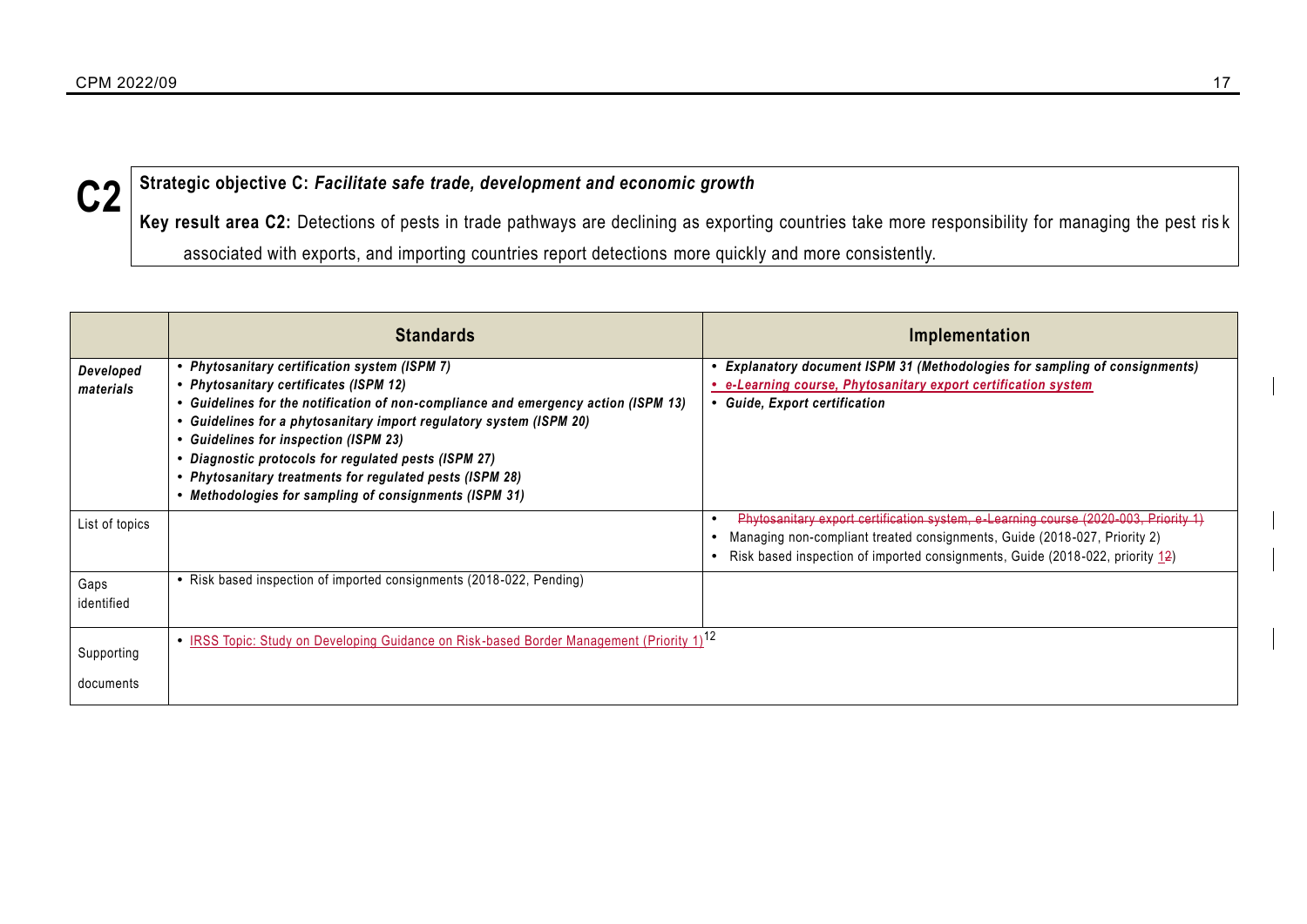**C2**

**Strategic objective C:** ***Facilitate safe trade, development and economic growth***

**Key result area C2:** Detections of pests in trade pathways are declining as exporting countries take more responsibility for managing the pest risk associated with exports, and importing countries report detections more quickly and more consistently.

| | **Standards** | **Implementation** |
|---|---|---|
| ***Developed materials*** | • ***Phytosanitary certification system (ISPM 7)***<br>• ***Phytosanitary certificates (ISPM 12)***<br>• ***Guidelines for the notification of non-compliance and emergency action (ISPM 13)***<br>• ***Guidelines for a phytosanitary import regulatory system (ISPM 20)***<br>• ***Guidelines for inspection (ISPM 23)***<br>• ***Diagnostic protocols for regulated pests (ISPM 27)***<br>• ***Phytosanitary treatments for regulated pests (ISPM 28)***<br>• ***Methodologies for sampling of consignments (ISPM 31)*** | • ***Explanatory document ISPM 31 (Methodologies for sampling of consignments)***<br>• ***e-Learning course, Phytosanitary export certification system***<br>• ***Guide, Export certification*** |
| List of topics | | • ~~Phytosanitary export certification system, e-Learning course (2020-003, Priority 1)~~<br>• Managing non-compliant treated consignments, Guide (2018-027, Priority 2)<br>• Risk based inspection of imported consignments, Guide (2018-022, priority 1~~2~~) |
| Gaps identified | • Risk based inspection of imported consignments (2018-022, Pending) | |
| Supporting documents | • IRSS Topic: Study on Developing Guidance on Risk-based Border Management (Priority 1)[12] | |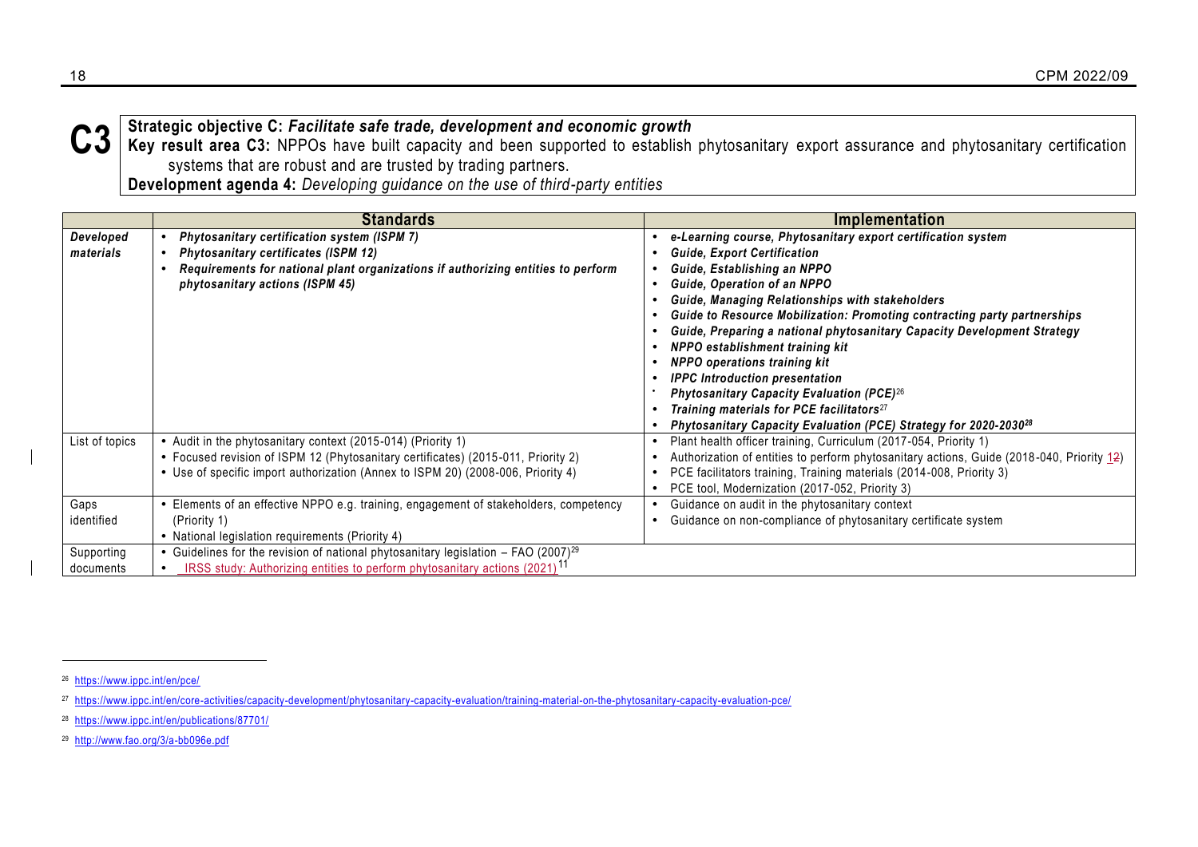**C3**

**Strategic objective C:** ***Facilitate safe trade, development and economic growth***

**Key result area C3:** NPPOs have built capacity and been supported to establish phytosanitary export assurance and phytosanitary certification systems that are robust and are trusted by trading partners.

**Development agenda 4:** *Developing guidance on the use of third-party entities*

| | Standards | Implementation |
|---|---|---|
| ***Developed materials*** | • ***Phytosanitary certification system (ISPM 7)***<br>• ***Phytosanitary certificates (ISPM 12)***<br>• ***Requirements for national plant organizations if authorizing entities to perform phytosanitary actions (ISPM 45)*** | • ***e-Learning course, Phytosanitary export certification system***<br>• ***Guide, Export Certification***<br>• ***Guide, Establishing an NPPO***<br>• ***Guide, Operation of an NPPO***<br>• ***Guide, Managing Relationships with stakeholders***<br>• ***Guide to Resource Mobilization: Promoting contracting party partnerships***<br>• ***Guide, Preparing a national phytosanitary Capacity Development Strategy***<br>• ***NPPO establishment training kit***<br>• ***NPPO operations training kit***<br>• ***IPPC Introduction presentation***<br>• ***Phytosanitary Capacity Evaluation (PCE)***[26]<br>• ***Training materials for PCE facilitators***[27]<br>• ***Phytosanitary Capacity Evaluation (PCE) Strategy for 2020-2030***[28] |
| List of topics | • Audit in the phytosanitary context (2015-014) (Priority 1)<br>• Focused revision of ISPM 12 (Phytosanitary certificates) (2015-011, Priority 2)<br>• Use of specific import authorization (Annex to ISPM 20) (2008-006, Priority 4) | • Plant health officer training, Curriculum (2017-054, Priority 1)<br>• Authorization of entities to perform phytosanitary actions, Guide (2018-040, Priority 12)<br>• PCE facilitators training, Training materials (2014-008, Priority 3)<br>• PCE tool, Modernization (2017-052, Priority 3) |
| Gaps identified | • Elements of an effective NPPO e.g. training, engagement of stakeholders, competency (Priority 1)<br>• National legislation requirements (Priority 4) | • Guidance on audit in the phytosanitary context<br>• Guidance on non-compliance of phytosanitary certificate system |
| Supporting documents | • Guidelines for the revision of national phytosanitary legislation – FAO (2007)[29]<br>• IRSS study: Authorizing entities to perform phytosanitary actions (2021)[11] | |

[26] https://www.ippc.int/en/pce/

[27] https://www.ippc.int/en/core-activities/capacity-development/phytosanitary-capacity-evaluation/training-material-on-the-phytosanitary-capacity-evaluation-pce/

[28] https://www.ippc.int/en/publications/87701/

[29] http://www.fao.org/3/a-bb096e.pdf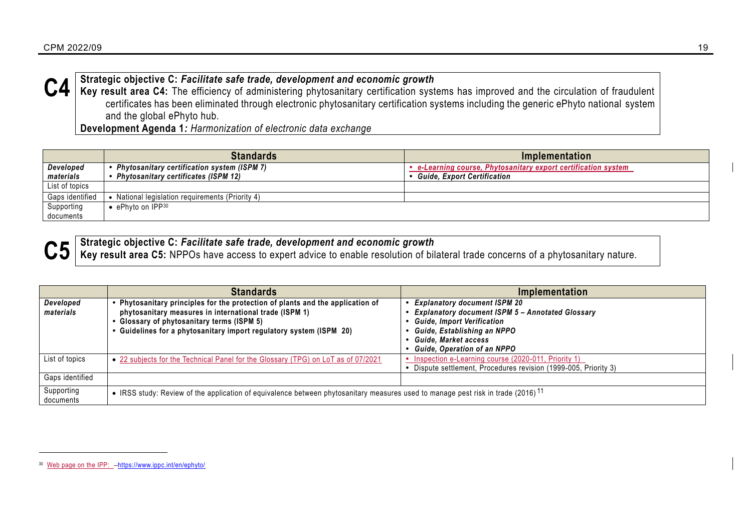## C4

**Strategic objective C:** ***Facilitate safe trade, development and economic growth***

**Key result area C4:** The efficiency of administering phytosanitary certification systems has improved and the circulation of fraudulent certificates has been eliminated through electronic phytosanitary certification systems including the generic ePhyto national system and the global ePhyto hub.

**Development Agenda 1***: Harmonization of electronic data exchange*

| | Standards | Implementation |
|---|---|---|
| ***Developed materials*** | • ***Phytosanitary certification system (ISPM 7)***<br>• ***Phytosanitary certificates (ISPM 12)*** | • ***e-Learning course, Phytosanitary export certification system***<br>• ***Guide, Export Certification*** |
| List of topics | | |
| Gaps identified | • National legislation requirements (Priority 4) | |
| Supporting documents | • ePhyto on IPP[30] | |

## C5

**Strategic objective C:** ***Facilitate safe trade, development and economic growth***

**Key result area C5:** NPPOs have access to expert advice to enable resolution of bilateral trade concerns of a phytosanitary nature.

| | Standards | Implementation |
|---|---|---|
| ***Developed materials*** | • **Phytosanitary principles for the protection of plants and the application of phytosanitary measures in international trade (ISPM 1)**<br>• **Glossary of phytosanitary terms (ISPM 5)**<br>• **Guidelines for a phytosanitary import regulatory system (ISPM 20)** | • ***Explanatory document ISPM 20***<br>• ***Explanatory document ISPM 5 – Annotated Glossary***<br>• ***Guide, Import Verification***<br>• ***Guide, Establishing an NPPO***<br>• ***Guide, Market access***<br>• ***Guide, Operation of an NPPO*** |
| List of topics | • 22 subjects for the Technical Panel for the Glossary (TPG) on LoT as of 07/2021 | • Inspection e-Learning course (2020-011, Priority 1)<br>• Dispute settlement, Procedures revision (1999-005, Priority 3) |
| Gaps identified | | |
| Supporting documents | • IRSS study: Review of the application of equivalence between phytosanitary measures used to manage pest risk in trade (2016)[11] | |

[30] Web page on the IPP: –https://www.ippc.int/en/ephyto/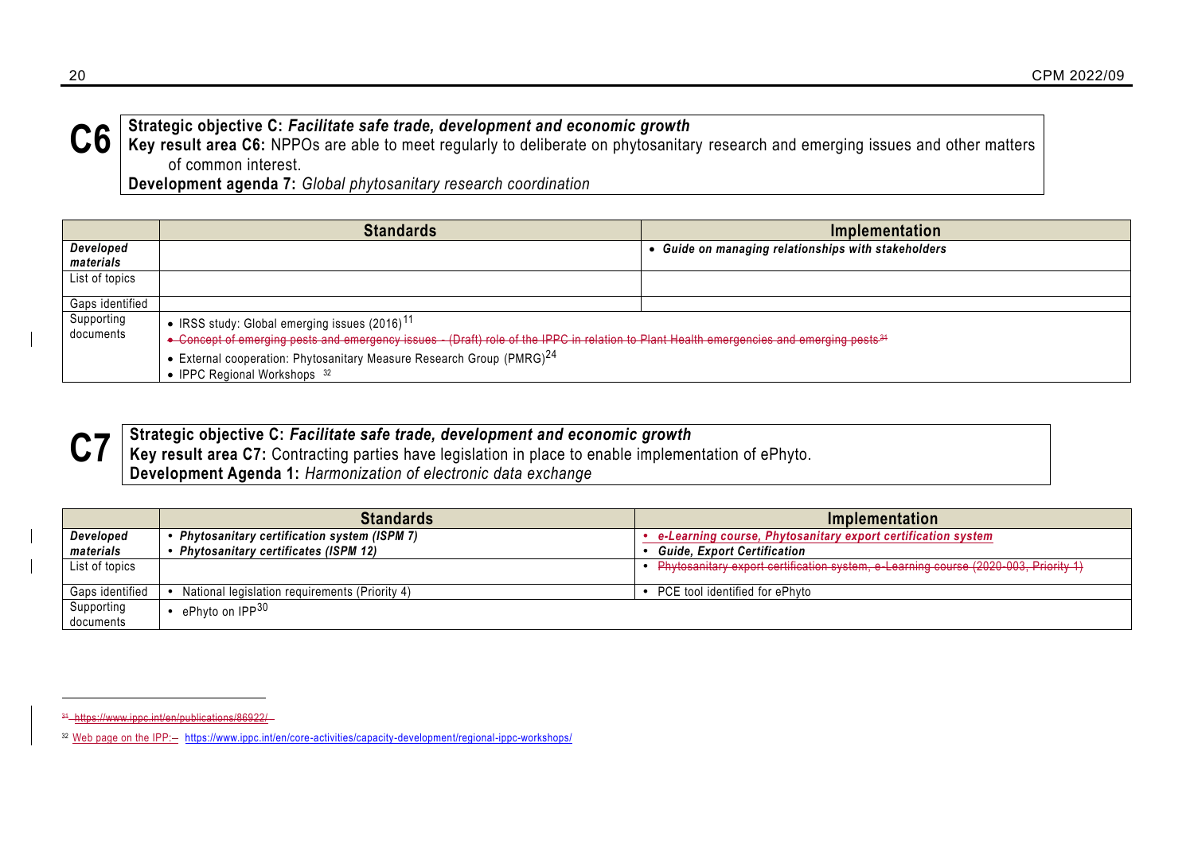**C6**

**Strategic objective C:** ***Facilitate safe trade, development and economic growth***
**Key result area C6:** NPPOs are able to meet regularly to deliberate on phytosanitary research and emerging issues and other matters of common interest.
**Development agenda 7:** *Global phytosanitary research coordination*

| | Standards | Implementation |
|---|---|---|
| ***Developed materials*** | | • ***Guide on managing relationships with stakeholders*** |
| List of topics | | |
| Gaps identified | | |
| Supporting documents | • IRSS study: Global emerging issues (2016)[11]<br>• ~~Concept of emerging pests and emergency issues - (Draft) role of the IPPC in relation to Plant Health emergencies and emerging pests[31]~~<br>• External cooperation: Phytosanitary Measure Research Group (PMRG)[24]<br>• IPPC Regional Workshops [32] | |

**C7**

**Strategic objective C:** ***Facilitate safe trade, development and economic growth***
**Key result area C7:** Contracting parties have legislation in place to enable implementation of ePhyto.
**Development Agenda 1:** *Harmonization of electronic data exchange*

| | Standards | Implementation |
|---|---|---|
| ***Developed materials*** | • ***Phytosanitary certification system (ISPM 7)***<br>• ***Phytosanitary certificates (ISPM 12)*** | • ***e-Learning course, Phytosanitary export certification system***<br>• ***Guide, Export Certification*** |
| List of topics | | • ~~Phytosanitary export certification system, e-Learning course (2020-003, Priority 1)~~ |
| Gaps identified | • National legislation requirements (Priority 4) | • PCE tool identified for ePhyto |
| Supporting documents | • ePhyto on IPP[30] | |

---

[31] ~~https://www.ippc.int/en/publications/86922/~~

[32] Web page on the IPP: https://www.ippc.int/en/core-activities/capacity-development/regional-ippc-workshops/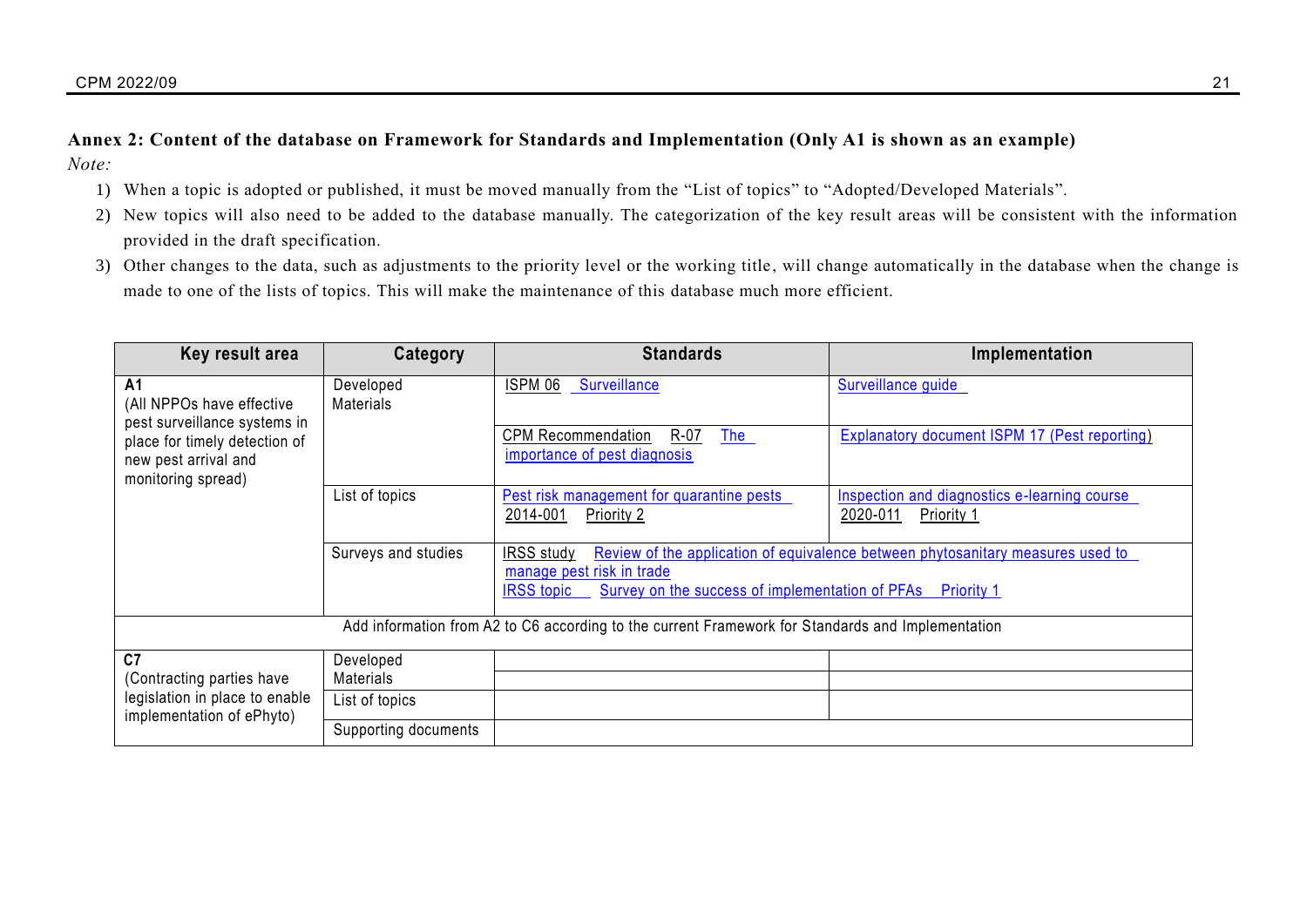**Annex 2: Content of the database on Framework for Standards and Implementation (Only A1 is shown as an example)**

*Note:*

1) When a topic is adopted or published, it must be moved manually from the "List of topics" to "Adopted/Developed Materials".
2) New topics will also need to be added to the database manually. The categorization of the key result areas will be consistent with the information provided in the draft specification.
3) Other changes to the data, such as adjustments to the priority level or the working title, will change automatically in the database when the change is made to one of the lists of topics. This will make the maintenance of this database much more efficient.

| Key result area | Category | Standards | Implementation |
|---|---|---|---|
| **A1** (All NPPOs have effective pest surveillance systems in place for timely detection of new pest arrival and monitoring spread) | Developed Materials | ISPM 06 Surveillance | Surveillance guide |
| | | CPM Recommendation R-07 The importance of pest diagnosis | Explanatory document ISPM 17 (Pest reporting) |
| | List of topics | Pest risk management for quarantine pests 2014-001 Priority 2 | Inspection and diagnostics e-learning course 2020-011 Priority 1 |
| | Surveys and studies | IRSS study Review of the application of equivalence between phytosanitary measures used to manage pest risk in trade<br>IRSS topic Survey on the success of implementation of PFAs Priority 1 | |
| Add information from A2 to C6 according to the current Framework for Standards and Implementation | | | |
| **C7** (Contracting parties have legislation in place to enable implementation of ePhyto) | Developed Materials | | |
| | List of topics | | |
| | Supporting documents | | |